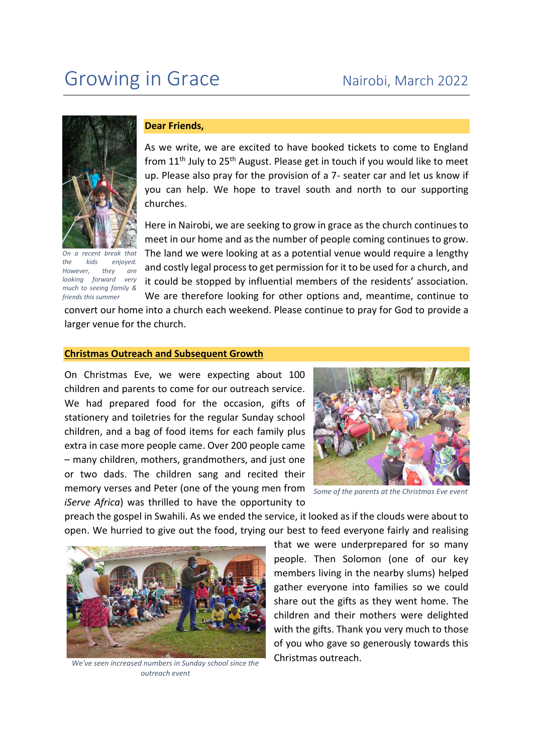# Growing in Grace

Nairobi, March 2022

On a recent break that the kids enjoyed. However, they are looking forward very much to seeing family & friends this summer

**Dear Friends,**

As we write, we are excited to have booked tickets to come to England from 11th July to 25th August. Please get in touch if you would like to meet up. Please also pray for the provision of a 7- seater car and let us know if you can help. We hope to travel south and north to our supporting churches.

Here in Nairobi, we are seeking to grow in grace as the church continues to meet in our home and as the number of people coming continues to grow. The land we were looking at as a potential venue would require a lengthy and costly legal process to get permission for it to be used for a church, and it could be stopped by influential members of the residents' association. We are therefore looking for other options and, meantime, continue to convert our home into a church each weekend. Please continue to pray for God to provide a larger venue for the church.

## Christmas Outreach and Subsequent Growth

On Christmas Eve, we were expecting about 100 children and parents to come for our outreach service. We had prepared food for the occasion, gifts of stationery and toiletries for the regular Sunday school children, and a bag of food items for each family plus extra in case more people came. Over 200 people came – many children, mothers, grandmothers, and just one or two dads. The children sang and recited their memory verses and Peter (one of the young men from *iServe Africa*) was thrilled to have the opportunity to preach the gospel in Swahili. As we ended the service, it looked as if the clouds were about to open. We hurried to give out the food, trying our best to feed everyone fairly and realising that we were underprepared for so many people. Then Solomon (one of our key members living in the nearby slums) helped gather everyone into families so we could share out the gifts as they went home. The children and their mothers were delighted with the gifts. Thank you very much to those of you who gave so generously towards this Christmas outreach.

*Some of the parents at the Christmas Eve event*

*We've seen increased numbers in Sunday school since the outreach event*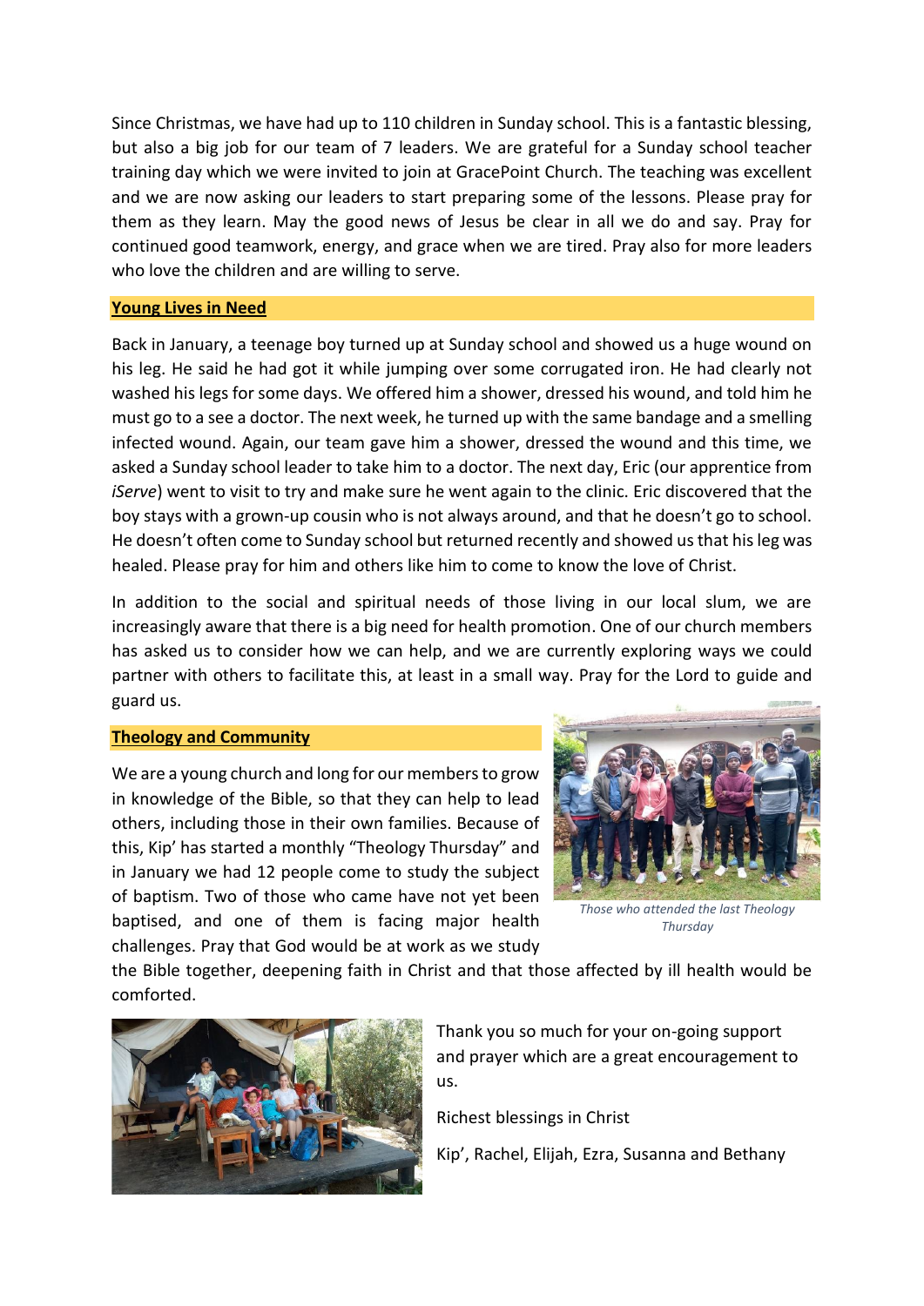Since Christmas, we have had up to 110 children in Sunday school. This is a fantastic blessing, but also a big job for our team of 7 leaders. We are grateful for a Sunday school teacher training day which we were invited to join at GracePoint Church. The teaching was excellent and we are now asking our leaders to start preparing some of the lessons. Please pray for them as they learn. May the good news of Jesus be clear in all we do and say. Pray for continued good teamwork, energy, and grace when we are tired. Pray also for more leaders who love the children and are willing to serve.

## Young Lives in Need

Back in January, a teenage boy turned up at Sunday school and showed us a huge wound on his leg. He said he had got it while jumping over some corrugated iron. He had clearly not washed his legs for some days. We offered him a shower, dressed his wound, and told him he must go to a see a doctor. The next week, he turned up with the same bandage and a smelling infected wound. Again, our team gave him a shower, dressed the wound and this time, we asked a Sunday school leader to take him to a doctor. The next day, Eric (our apprentice from *iServe*) went to visit to try and make sure he went again to the clinic. Eric discovered that the boy stays with a grown-up cousin who is not always around, and that he doesn't go to school. He doesn't often come to Sunday school but returned recently and showed us that his leg was healed. Please pray for him and others like him to come to know the love of Christ.

In addition to the social and spiritual needs of those living in our local slum, we are increasingly aware that there is a big need for health promotion. One of our church members has asked us to consider how we can help, and we are currently exploring ways we could partner with others to facilitate this, at least in a small way. Pray for the Lord to guide and guard us.

## Theology and Community

We are a young church and long for our members to grow in knowledge of the Bible, so that they can help to lead others, including those in their own families. Because of this, Kip' has started a monthly "Theology Thursday" and in January we had 12 people come to study the subject of baptism. Two of those who came have not yet been baptised, and one of them is facing major health challenges. Pray that God would be at work as we study the Bible together, deepening faith in Christ and that those affected by ill health would be comforted.

*Those who attended the last Theology Thursday*

Thank you so much for your on-going support and prayer which are a great encouragement to us.

Richest blessings in Christ

Kip', Rachel, Elijah, Ezra, Susanna and Bethany